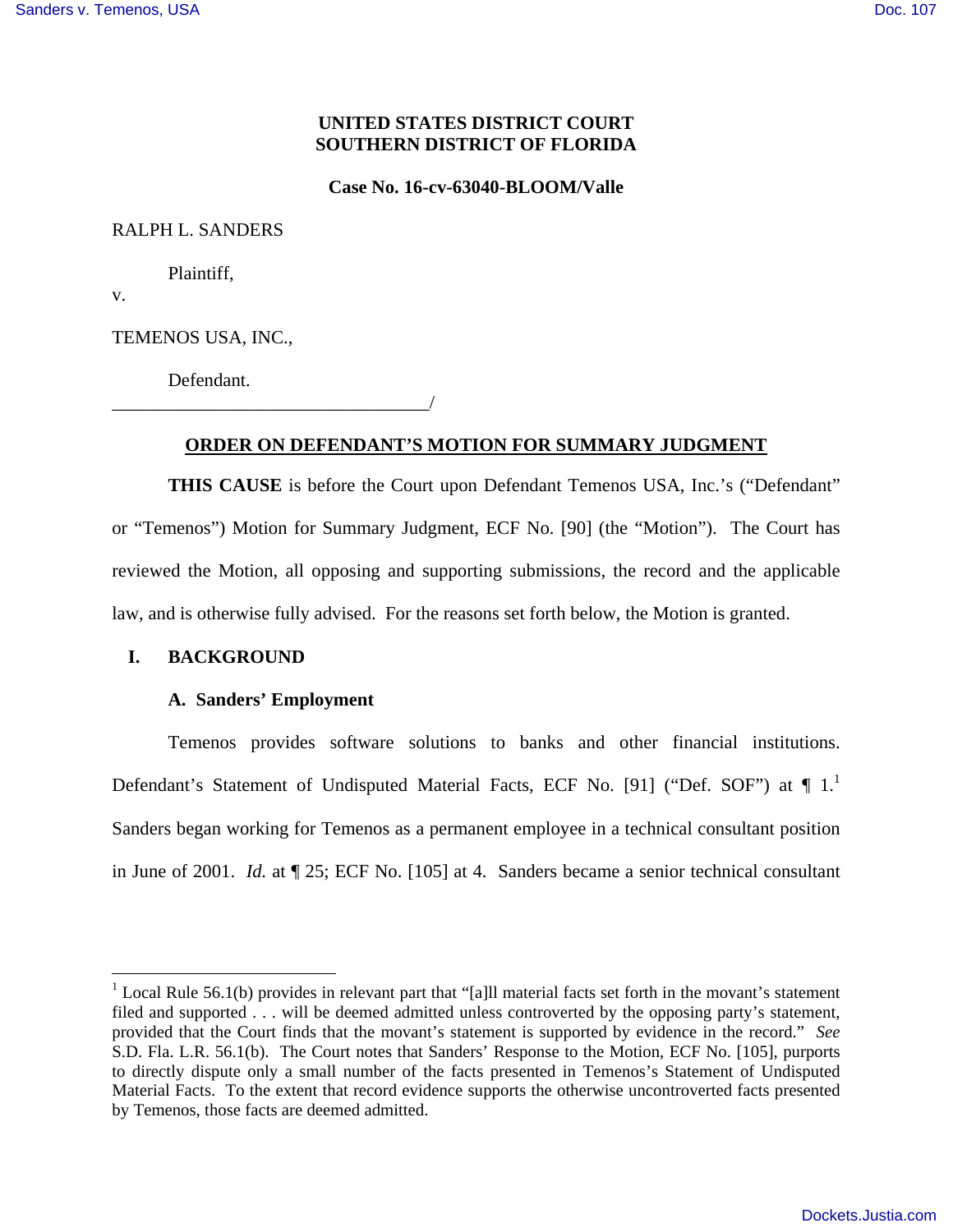**UNITED STATES DISTRICT COURT**
**SOUTHERN DISTRICT OF FLORIDA**

**Case No. 16-cv-63040-BLOOM/Valle**

RALPH L. SANDERS

Plaintiff,

v.

TEMENOS USA, INC.,

Defendant.
_________________________________/

**ORDER ON DEFENDANT'S MOTION FOR SUMMARY JUDGMENT**

**THIS CAUSE** is before the Court upon Defendant Temenos USA, Inc.'s ("Defendant" or "Temenos") Motion for Summary Judgment, ECF No. [90] (the "Motion"). The Court has reviewed the Motion, all opposing and supporting submissions, the record and the applicable law, and is otherwise fully advised. For the reasons set forth below, the Motion is granted.

## I. BACKGROUND

### A. Sanders' Employment

Temenos provides software solutions to banks and other financial institutions. Defendant's Statement of Undisputed Material Facts, ECF No. [91] ("Def. SOF") at ¶ 1.[1] Sanders began working for Temenos as a permanent employee in a technical consultant position in June of 2001. *Id.* at ¶ 25; ECF No. [105] at 4. Sanders became a senior technical consultant

---

[1] Local Rule 56.1(b) provides in relevant part that "[a]ll material facts set forth in the movant's statement filed and supported . . . will be deemed admitted unless controverted by the opposing party's statement, provided that the Court finds that the movant's statement is supported by evidence in the record." *See* S.D. Fla. L.R. 56.1(b). The Court notes that Sanders' Response to the Motion, ECF No. [105], purports to directly dispute only a small number of the facts presented in Temenos's Statement of Undisputed Material Facts. To the extent that record evidence supports the otherwise uncontroverted facts presented by Temenos, those facts are deemed admitted.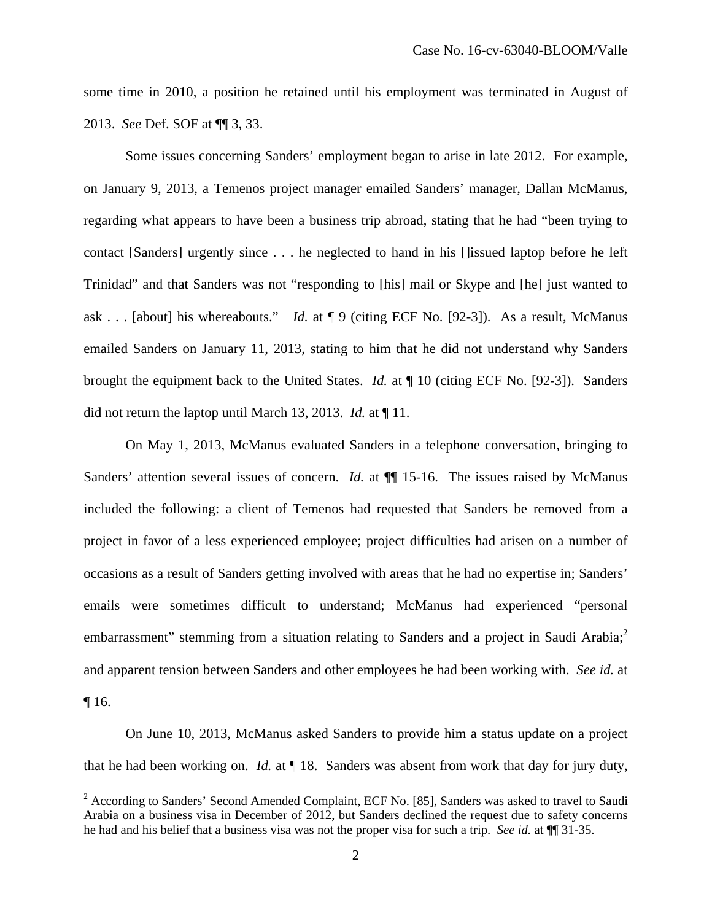some time in 2010, a position he retained until his employment was terminated in August of 2013. *See* Def. SOF at ¶¶ 3, 33.

Some issues concerning Sanders' employment began to arise in late 2012. For example, on January 9, 2013, a Temenos project manager emailed Sanders' manager, Dallan McManus, regarding what appears to have been a business trip abroad, stating that he had "been trying to contact [Sanders] urgently since . . . he neglected to hand in his []issued laptop before he left Trinidad" and that Sanders was not "responding to [his] mail or Skype and [he] just wanted to ask . . . [about] his whereabouts." *Id.* at ¶ 9 (citing ECF No. [92-3]). As a result, McManus emailed Sanders on January 11, 2013, stating to him that he did not understand why Sanders brought the equipment back to the United States. *Id.* at ¶ 10 (citing ECF No. [92-3]). Sanders did not return the laptop until March 13, 2013. *Id.* at ¶ 11.

On May 1, 2013, McManus evaluated Sanders in a telephone conversation, bringing to Sanders' attention several issues of concern. *Id.* at ¶¶ 15-16. The issues raised by McManus included the following: a client of Temenos had requested that Sanders be removed from a project in favor of a less experienced employee; project difficulties had arisen on a number of occasions as a result of Sanders getting involved with areas that he had no expertise in; Sanders' emails were sometimes difficult to understand; McManus had experienced "personal embarrassment" stemming from a situation relating to Sanders and a project in Saudi Arabia;[2] and apparent tension between Sanders and other employees he had been working with. *See id.* at ¶ 16.

On June 10, 2013, McManus asked Sanders to provide him a status update on a project that he had been working on. *Id.* at ¶ 18. Sanders was absent from work that day for jury duty,

[2] According to Sanders' Second Amended Complaint, ECF No. [85], Sanders was asked to travel to Saudi Arabia on a business visa in December of 2012, but Sanders declined the request due to safety concerns he had and his belief that a business visa was not the proper visa for such a trip. *See id.* at ¶¶ 31-35.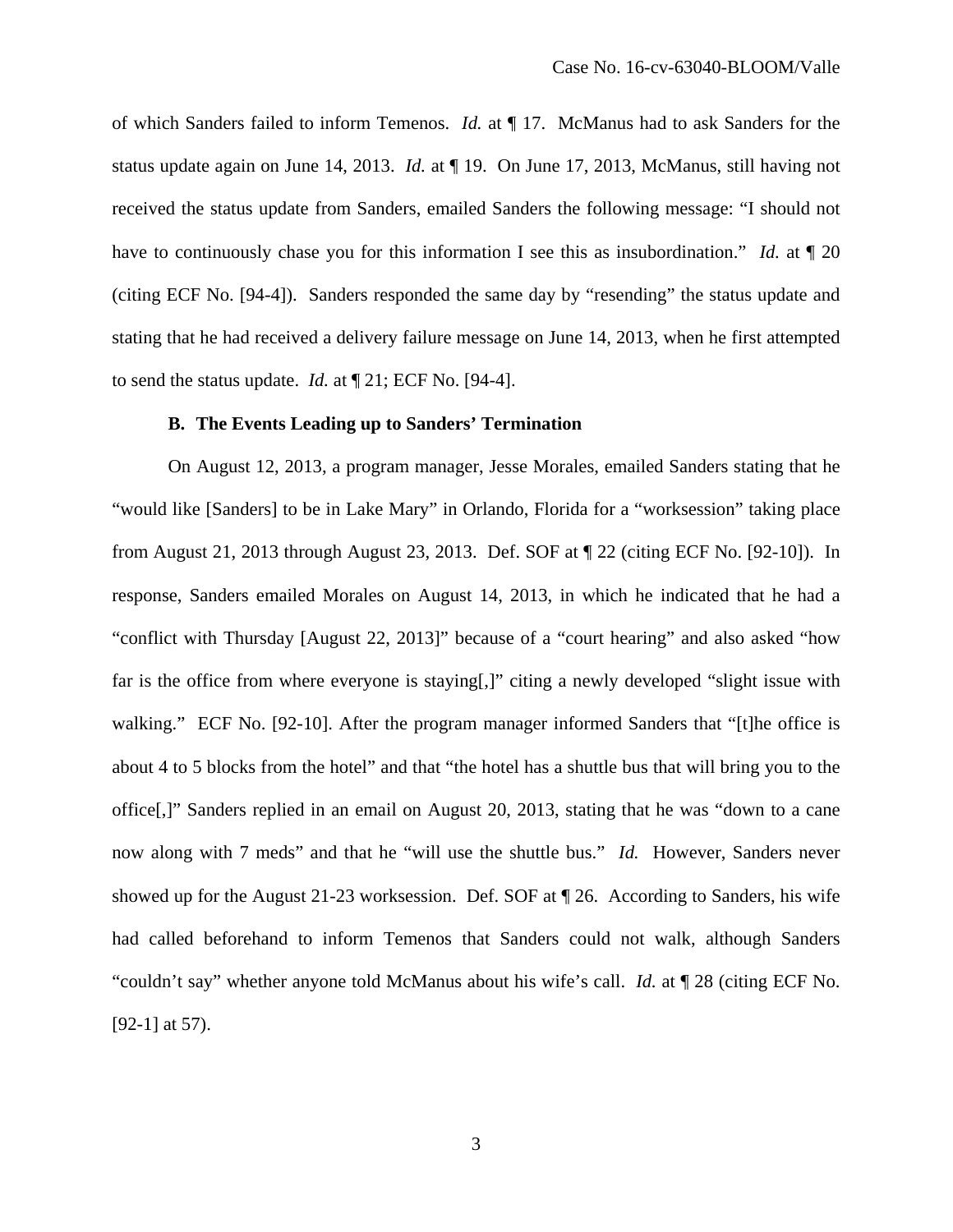of which Sanders failed to inform Temenos. *Id.* at ¶ 17. McManus had to ask Sanders for the status update again on June 14, 2013. *Id.* at ¶ 19. On June 17, 2013, McManus, still having not received the status update from Sanders, emailed Sanders the following message: "I should not have to continuously chase you for this information I see this as insubordination." *Id.* at ¶ 20 (citing ECF No. [94-4]). Sanders responded the same day by "resending" the status update and stating that he had received a delivery failure message on June 14, 2013, when he first attempted to send the status update. *Id.* at ¶ 21; ECF No. [94-4].

**B. The Events Leading up to Sanders' Termination**

On August 12, 2013, a program manager, Jesse Morales, emailed Sanders stating that he "would like [Sanders] to be in Lake Mary" in Orlando, Florida for a "worksession" taking place from August 21, 2013 through August 23, 2013. Def. SOF at ¶ 22 (citing ECF No. [92-10]). In response, Sanders emailed Morales on August 14, 2013, in which he indicated that he had a "conflict with Thursday [August 22, 2013]" because of a "court hearing" and also asked "how far is the office from where everyone is staying[,]" citing a newly developed "slight issue with walking." ECF No. [92-10]. After the program manager informed Sanders that "[t]he office is about 4 to 5 blocks from the hotel" and that "the hotel has a shuttle bus that will bring you to the office[,]" Sanders replied in an email on August 20, 2013, stating that he was "down to a cane now along with 7 meds" and that he "will use the shuttle bus." *Id.* However, Sanders never showed up for the August 21-23 worksession. Def. SOF at ¶ 26. According to Sanders, his wife had called beforehand to inform Temenos that Sanders could not walk, although Sanders "couldn't say" whether anyone told McManus about his wife's call. *Id.* at ¶ 28 (citing ECF No. [92-1] at 57).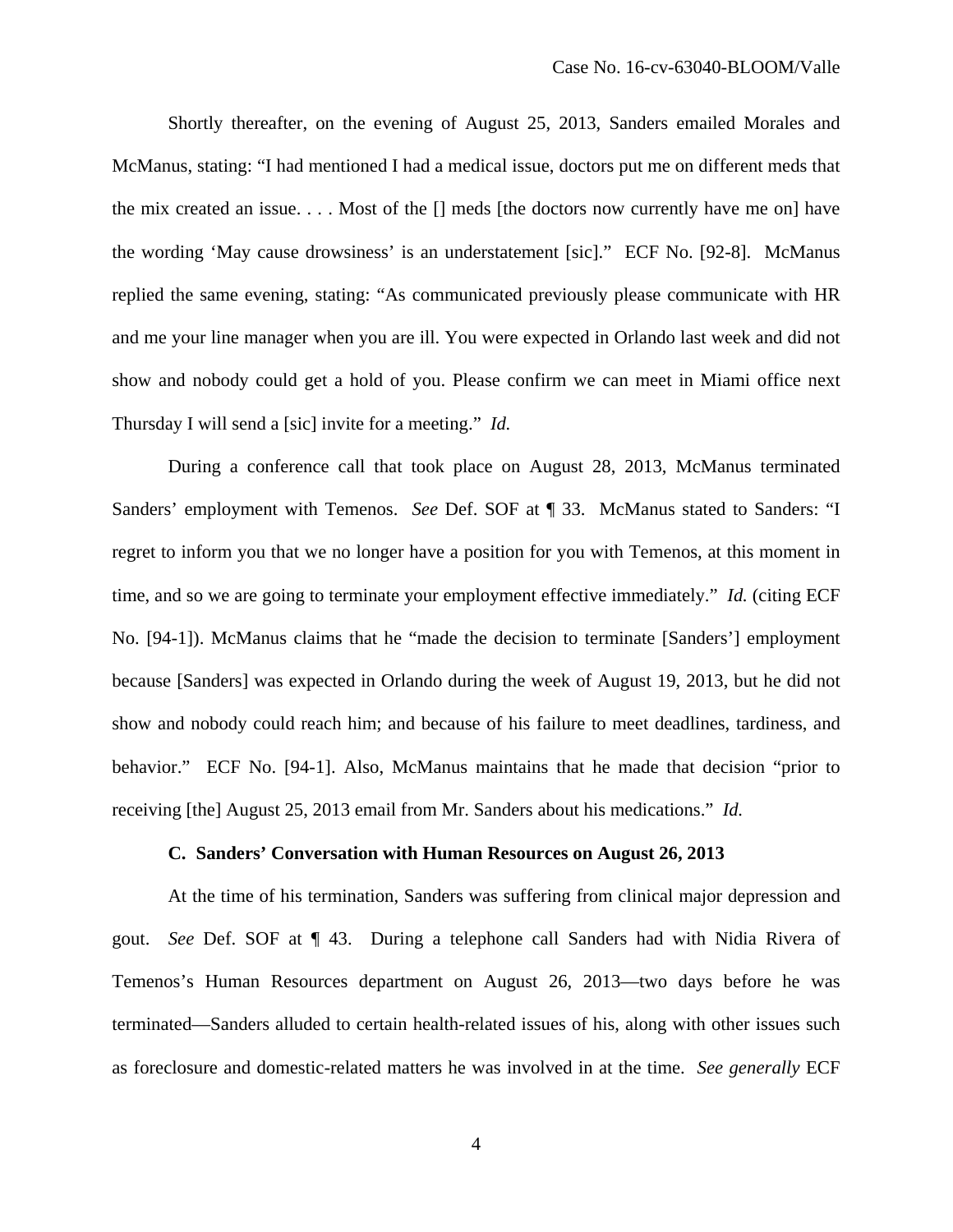Shortly thereafter, on the evening of August 25, 2013, Sanders emailed Morales and McManus, stating: "I had mentioned I had a medical issue, doctors put me on different meds that the mix created an issue. . . . Most of the [] meds [the doctors now currently have me on] have the wording 'May cause drowsiness' is an understatement [sic]." ECF No. [92-8]. McManus replied the same evening, stating: "As communicated previously please communicate with HR and me your line manager when you are ill. You were expected in Orlando last week and did not show and nobody could get a hold of you. Please confirm we can meet in Miami office next Thursday I will send a [sic] invite for a meeting." *Id.*

During a conference call that took place on August 28, 2013, McManus terminated Sanders' employment with Temenos. *See* Def. SOF at ¶ 33. McManus stated to Sanders: "I regret to inform you that we no longer have a position for you with Temenos, at this moment in time, and so we are going to terminate your employment effective immediately." *Id.* (citing ECF No. [94-1]). McManus claims that he "made the decision to terminate [Sanders'] employment because [Sanders] was expected in Orlando during the week of August 19, 2013, but he did not show and nobody could reach him; and because of his failure to meet deadlines, tardiness, and behavior." ECF No. [94-1]. Also, McManus maintains that he made that decision "prior to receiving [the] August 25, 2013 email from Mr. Sanders about his medications." *Id.*

### C. Sanders' Conversation with Human Resources on August 26, 2013

At the time of his termination, Sanders was suffering from clinical major depression and gout. *See* Def. SOF at ¶ 43. During a telephone call Sanders had with Nidia Rivera of Temenos's Human Resources department on August 26, 2013—two days before he was terminated—Sanders alluded to certain health-related issues of his, along with other issues such as foreclosure and domestic-related matters he was involved in at the time. *See generally* ECF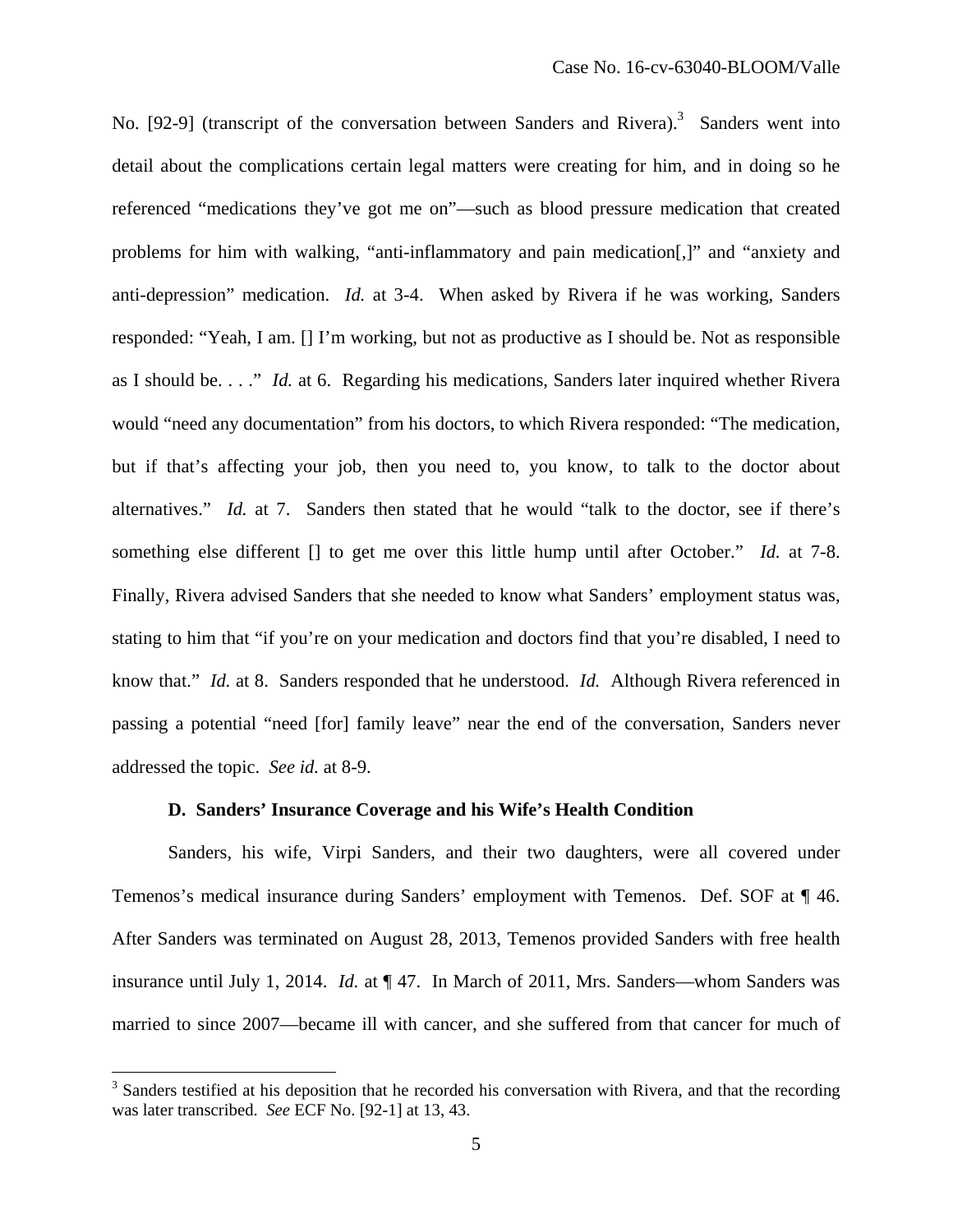No. [92-9] (transcript of the conversation between Sanders and Rivera).[3] Sanders went into detail about the complications certain legal matters were creating for him, and in doing so he referenced "medications they've got me on"—such as blood pressure medication that created problems for him with walking, "anti-inflammatory and pain medication[,]" and "anxiety and anti-depression" medication. *Id.* at 3-4. When asked by Rivera if he was working, Sanders responded: "Yeah, I am. [] I'm working, but not as productive as I should be. Not as responsible as I should be. . . ." *Id.* at 6. Regarding his medications, Sanders later inquired whether Rivera would "need any documentation" from his doctors, to which Rivera responded: "The medication, but if that's affecting your job, then you need to, you know, to talk to the doctor about alternatives." *Id.* at 7. Sanders then stated that he would "talk to the doctor, see if there's something else different [] to get me over this little hump until after October." *Id.* at 7-8. Finally, Rivera advised Sanders that she needed to know what Sanders' employment status was, stating to him that "if you're on your medication and doctors find that you're disabled, I need to know that." *Id.* at 8. Sanders responded that he understood. *Id.* Although Rivera referenced in passing a potential "need [for] family leave" near the end of the conversation, Sanders never addressed the topic. *See id.* at 8-9.

**D. Sanders' Insurance Coverage and his Wife's Health Condition**

Sanders, his wife, Virpi Sanders, and their two daughters, were all covered under Temenos's medical insurance during Sanders' employment with Temenos. Def. SOF at ¶ 46. After Sanders was terminated on August 28, 2013, Temenos provided Sanders with free health insurance until July 1, 2014. *Id.* at ¶ 47. In March of 2011, Mrs. Sanders—whom Sanders was married to since 2007—became ill with cancer, and she suffered from that cancer for much of

[3] Sanders testified at his deposition that he recorded his conversation with Rivera, and that the recording was later transcribed. *See* ECF No. [92-1] at 13, 43.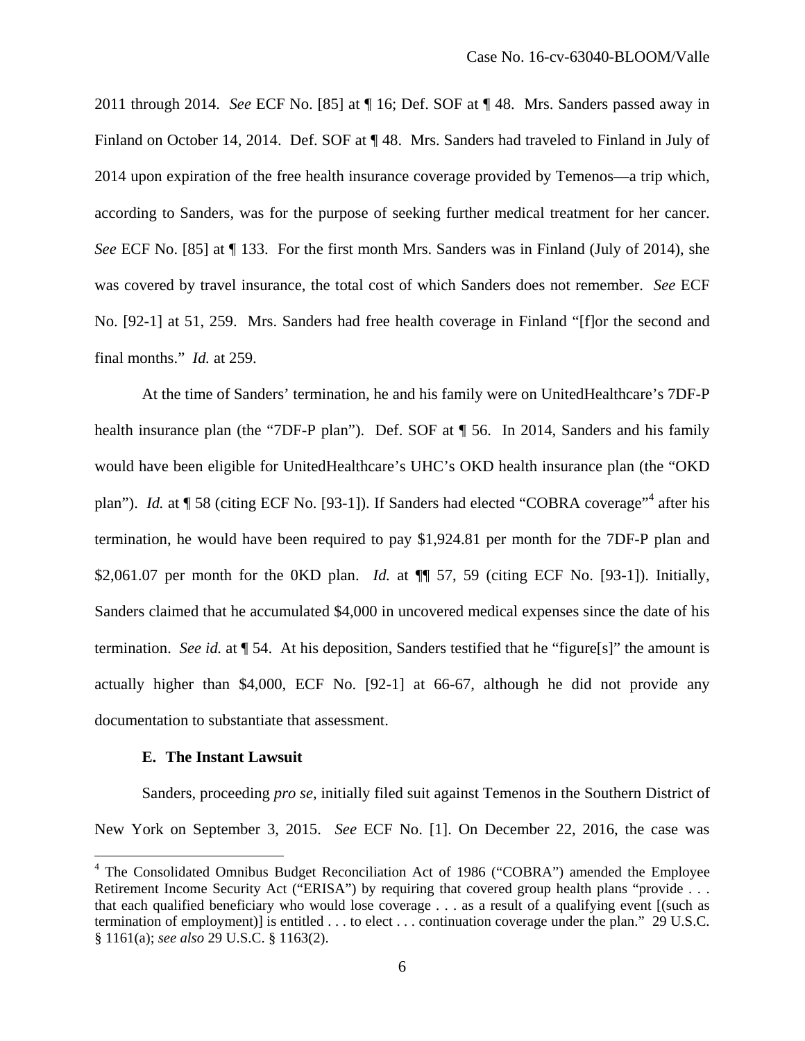2011 through 2014. *See* ECF No. [85] at ¶ 16; Def. SOF at ¶ 48. Mrs. Sanders passed away in Finland on October 14, 2014. Def. SOF at ¶ 48. Mrs. Sanders had traveled to Finland in July of 2014 upon expiration of the free health insurance coverage provided by Temenos—a trip which, according to Sanders, was for the purpose of seeking further medical treatment for her cancer. *See* ECF No. [85] at ¶ 133. For the first month Mrs. Sanders was in Finland (July of 2014), she was covered by travel insurance, the total cost of which Sanders does not remember. *See* ECF No. [92-1] at 51, 259. Mrs. Sanders had free health coverage in Finland "[f]or the second and final months." *Id.* at 259.

At the time of Sanders' termination, he and his family were on UnitedHealthcare's 7DF-P health insurance plan (the "7DF-P plan"). Def. SOF at ¶ 56. In 2014, Sanders and his family would have been eligible for UnitedHealthcare's UHC's OKD health insurance plan (the "OKD plan"). *Id.* at ¶ 58 (citing ECF No. [93-1]). If Sanders had elected "COBRA coverage"[4] after his termination, he would have been required to pay $1,924.81 per month for the 7DF-P plan and $2,061.07 per month for the 0KD plan. *Id.* at ¶¶ 57, 59 (citing ECF No. [93-1]). Initially, Sanders claimed that he accumulated $4,000 in uncovered medical expenses since the date of his termination. *See id.* at ¶ 54. At his deposition, Sanders testified that he "figure[s]" the amount is actually higher than $4,000, ECF No. [92-1] at 66-67, although he did not provide any documentation to substantiate that assessment.

### E. The Instant Lawsuit

Sanders, proceeding *pro se*, initially filed suit against Temenos in the Southern District of New York on September 3, 2015. *See* ECF No. [1]. On December 22, 2016, the case was

---

[4] The Consolidated Omnibus Budget Reconciliation Act of 1986 ("COBRA") amended the Employee Retirement Income Security Act ("ERISA") by requiring that covered group health plans "provide . . . that each qualified beneficiary who would lose coverage . . . as a result of a qualifying event [(such as termination of employment)] is entitled . . . to elect . . . continuation coverage under the plan." 29 U.S.C. § 1161(a); *see also* 29 U.S.C. § 1163(2).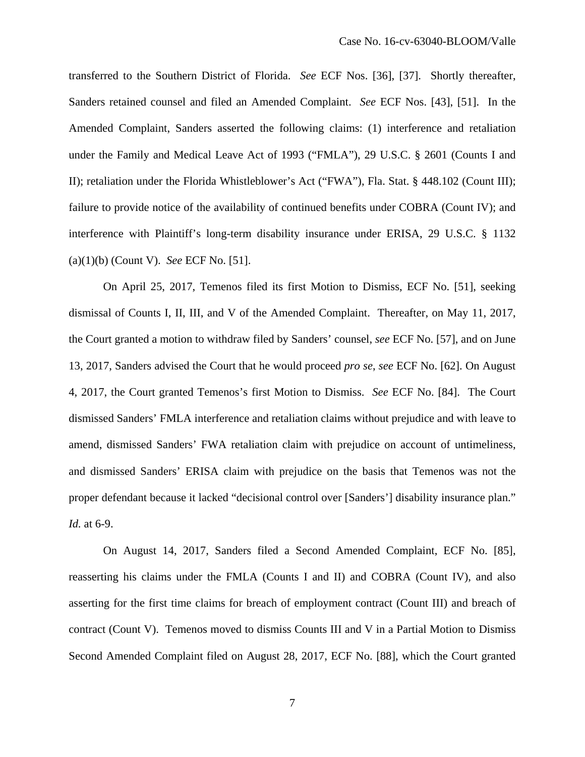transferred to the Southern District of Florida. *See* ECF Nos. [36], [37]. Shortly thereafter, Sanders retained counsel and filed an Amended Complaint. *See* ECF Nos. [43], [51]. In the Amended Complaint, Sanders asserted the following claims: (1) interference and retaliation under the Family and Medical Leave Act of 1993 ("FMLA"), 29 U.S.C. § 2601 (Counts I and II); retaliation under the Florida Whistleblower's Act ("FWA"), Fla. Stat. § 448.102 (Count III); failure to provide notice of the availability of continued benefits under COBRA (Count IV); and interference with Plaintiff's long-term disability insurance under ERISA, 29 U.S.C. § 1132 (a)(1)(b) (Count V). *See* ECF No. [51].

On April 25, 2017, Temenos filed its first Motion to Dismiss, ECF No. [51], seeking dismissal of Counts I, II, III, and V of the Amended Complaint. Thereafter, on May 11, 2017, the Court granted a motion to withdraw filed by Sanders' counsel, *see* ECF No. [57], and on June 13, 2017, Sanders advised the Court that he would proceed *pro se*, *see* ECF No. [62]. On August 4, 2017, the Court granted Temenos's first Motion to Dismiss. *See* ECF No. [84]. The Court dismissed Sanders' FMLA interference and retaliation claims without prejudice and with leave to amend, dismissed Sanders' FWA retaliation claim with prejudice on account of untimeliness, and dismissed Sanders' ERISA claim with prejudice on the basis that Temenos was not the proper defendant because it lacked "decisional control over [Sanders'] disability insurance plan." *Id.* at 6-9.

On August 14, 2017, Sanders filed a Second Amended Complaint, ECF No. [85], reasserting his claims under the FMLA (Counts I and II) and COBRA (Count IV), and also asserting for the first time claims for breach of employment contract (Count III) and breach of contract (Count V). Temenos moved to dismiss Counts III and V in a Partial Motion to Dismiss Second Amended Complaint filed on August 28, 2017, ECF No. [88], which the Court granted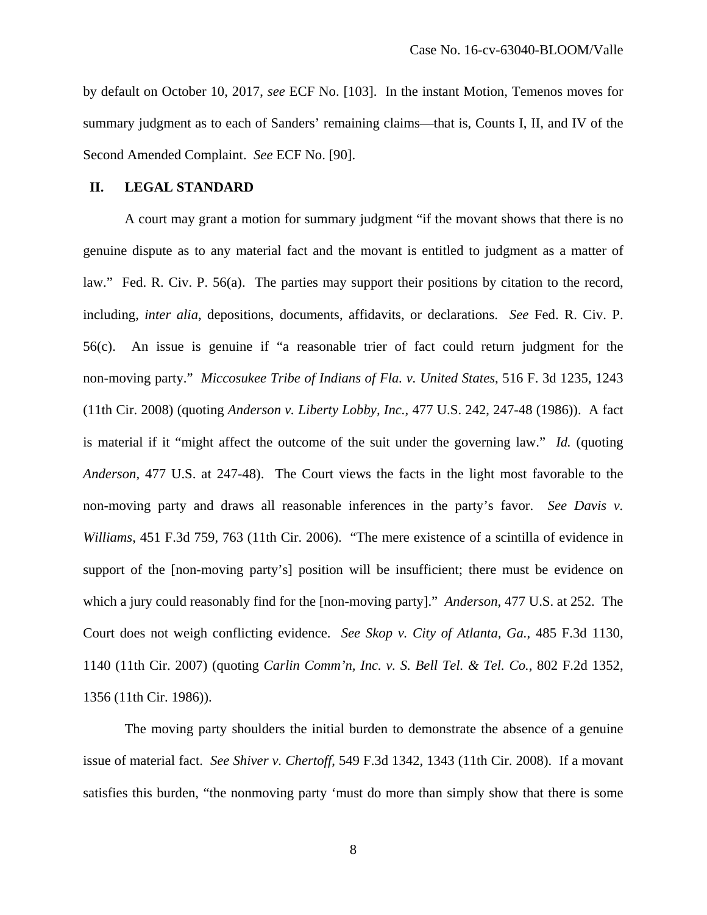by default on October 10, 2017, *see* ECF No. [103]. In the instant Motion, Temenos moves for summary judgment as to each of Sanders' remaining claims—that is, Counts I, II, and IV of the Second Amended Complaint. *See* ECF No. [90].

## II. LEGAL STANDARD

A court may grant a motion for summary judgment "if the movant shows that there is no genuine dispute as to any material fact and the movant is entitled to judgment as a matter of law." Fed. R. Civ. P. 56(a). The parties may support their positions by citation to the record, including, *inter alia*, depositions, documents, affidavits, or declarations. *See* Fed. R. Civ. P. 56(c). An issue is genuine if "a reasonable trier of fact could return judgment for the non-moving party." *Miccosukee Tribe of Indians of Fla. v. United States*, 516 F. 3d 1235, 1243 (11th Cir. 2008) (quoting *Anderson v. Liberty Lobby, Inc.*, 477 U.S. 242, 247-48 (1986)). A fact is material if it "might affect the outcome of the suit under the governing law." *Id.* (quoting *Anderson*, 477 U.S. at 247-48). The Court views the facts in the light most favorable to the non-moving party and draws all reasonable inferences in the party's favor. *See Davis v. Williams*, 451 F.3d 759, 763 (11th Cir. 2006). "The mere existence of a scintilla of evidence in support of the [non-moving party's] position will be insufficient; there must be evidence on which a jury could reasonably find for the [non-moving party]." *Anderson*, 477 U.S. at 252. The Court does not weigh conflicting evidence. *See Skop v. City of Atlanta, Ga.*, 485 F.3d 1130, 1140 (11th Cir. 2007) (quoting *Carlin Comm'n, Inc. v. S. Bell Tel. & Tel. Co.*, 802 F.2d 1352, 1356 (11th Cir. 1986)).

The moving party shoulders the initial burden to demonstrate the absence of a genuine issue of material fact. *See Shiver v. Chertoff*, 549 F.3d 1342, 1343 (11th Cir. 2008). If a movant satisfies this burden, "the nonmoving party 'must do more than simply show that there is some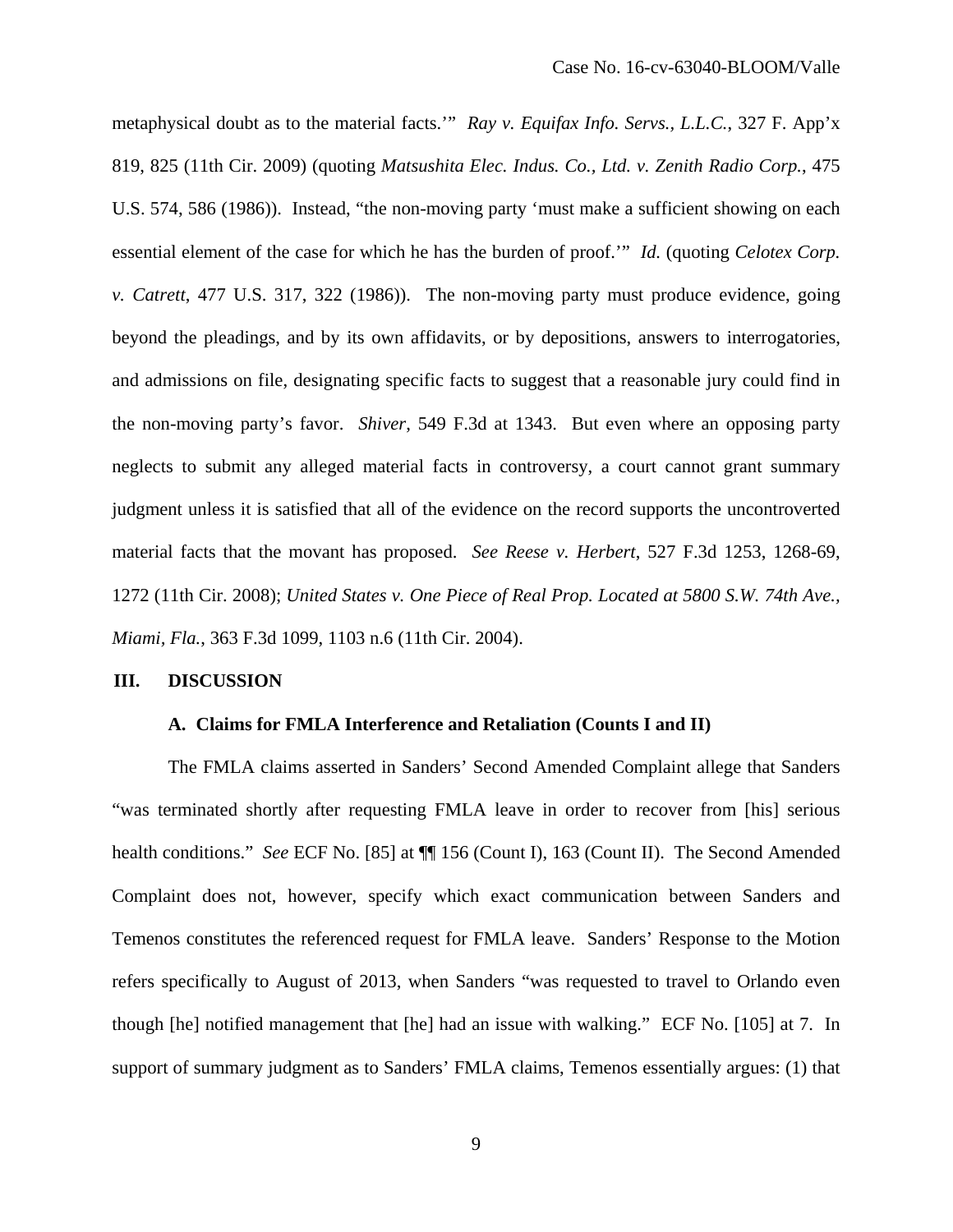metaphysical doubt as to the material facts.'" *Ray v. Equifax Info. Servs., L.L.C.*, 327 F. App'x 819, 825 (11th Cir. 2009) (quoting *Matsushita Elec. Indus. Co., Ltd. v. Zenith Radio Corp.*, 475 U.S. 574, 586 (1986)). Instead, "the non-moving party 'must make a sufficient showing on each essential element of the case for which he has the burden of proof.'" *Id.* (quoting *Celotex Corp. v. Catrett*, 477 U.S. 317, 322 (1986)). The non-moving party must produce evidence, going beyond the pleadings, and by its own affidavits, or by depositions, answers to interrogatories, and admissions on file, designating specific facts to suggest that a reasonable jury could find in the non-moving party's favor. *Shiver*, 549 F.3d at 1343. But even where an opposing party neglects to submit any alleged material facts in controversy, a court cannot grant summary judgment unless it is satisfied that all of the evidence on the record supports the uncontroverted material facts that the movant has proposed. *See Reese v. Herbert*, 527 F.3d 1253, 1268-69, 1272 (11th Cir. 2008); *United States v. One Piece of Real Prop. Located at 5800 S.W. 74th Ave., Miami, Fla.*, 363 F.3d 1099, 1103 n.6 (11th Cir. 2004).

## III. DISCUSSION

### A. Claims for FMLA Interference and Retaliation (Counts I and II)

The FMLA claims asserted in Sanders' Second Amended Complaint allege that Sanders "was terminated shortly after requesting FMLA leave in order to recover from [his] serious health conditions." *See* ECF No. [85] at ¶¶ 156 (Count I), 163 (Count II). The Second Amended Complaint does not, however, specify which exact communication between Sanders and Temenos constitutes the referenced request for FMLA leave. Sanders' Response to the Motion refers specifically to August of 2013, when Sanders "was requested to travel to Orlando even though [he] notified management that [he] had an issue with walking." ECF No. [105] at 7. In support of summary judgment as to Sanders' FMLA claims, Temenos essentially argues: (1) that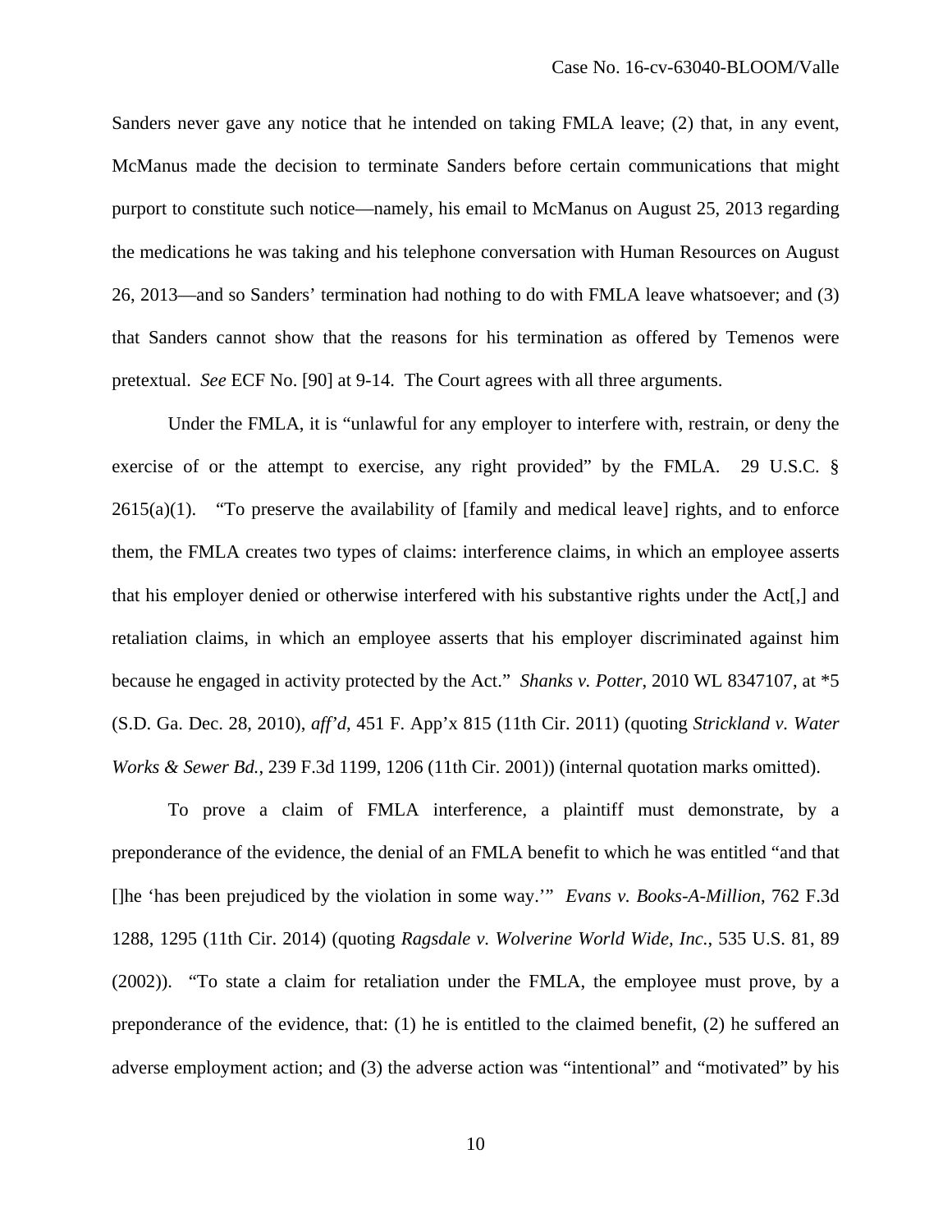Sanders never gave any notice that he intended on taking FMLA leave; (2) that, in any event, McManus made the decision to terminate Sanders before certain communications that might purport to constitute such notice—namely, his email to McManus on August 25, 2013 regarding the medications he was taking and his telephone conversation with Human Resources on August 26, 2013—and so Sanders' termination had nothing to do with FMLA leave whatsoever; and (3) that Sanders cannot show that the reasons for his termination as offered by Temenos were pretextual. *See* ECF No. [90] at 9-14. The Court agrees with all three arguments.

Under the FMLA, it is "unlawful for any employer to interfere with, restrain, or deny the exercise of or the attempt to exercise, any right provided" by the FMLA. 29 U.S.C. § 2615(a)(1). "To preserve the availability of [family and medical leave] rights, and to enforce them, the FMLA creates two types of claims: interference claims, in which an employee asserts that his employer denied or otherwise interfered with his substantive rights under the Act[,] and retaliation claims, in which an employee asserts that his employer discriminated against him because he engaged in activity protected by the Act." *Shanks v. Potter*, 2010 WL 8347107, at *5 (S.D. Ga. Dec. 28, 2010), *aff'd*, 451 F. App'x 815 (11th Cir. 2011) (quoting *Strickland v. Water Works & Sewer Bd.*, 239 F.3d 1199, 1206 (11th Cir. 2001)) (internal quotation marks omitted).

To prove a claim of FMLA interference, a plaintiff must demonstrate, by a preponderance of the evidence, the denial of an FMLA benefit to which he was entitled "and that []he 'has been prejudiced by the violation in some way.'" *Evans v. Books-A-Million*, 762 F.3d 1288, 1295 (11th Cir. 2014) (quoting *Ragsdale v. Wolverine World Wide, Inc.*, 535 U.S. 81, 89 (2002)). "To state a claim for retaliation under the FMLA, the employee must prove, by a preponderance of the evidence, that: (1) he is entitled to the claimed benefit, (2) he suffered an adverse employment action; and (3) the adverse action was "intentional" and "motivated" by his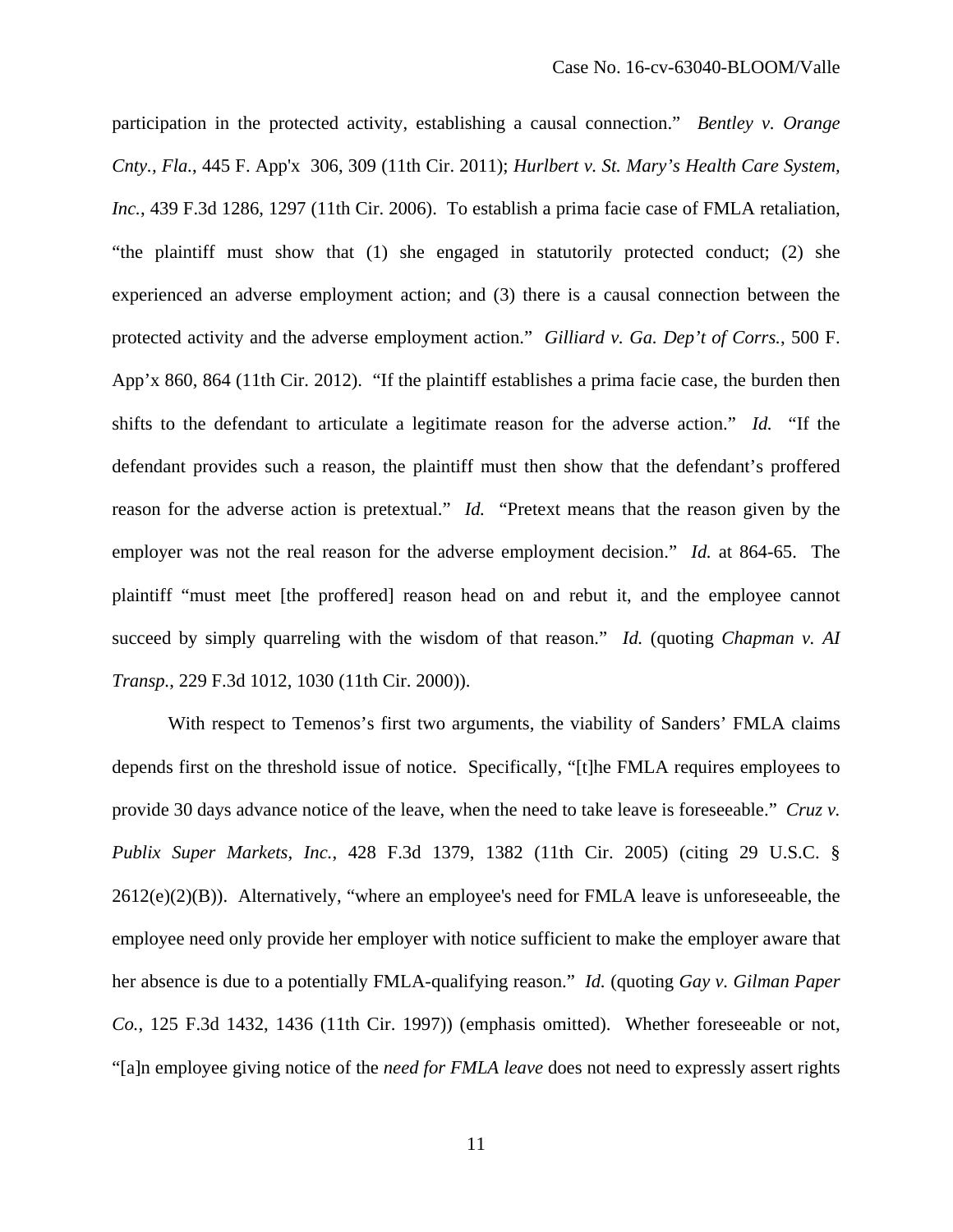participation in the protected activity, establishing a causal connection." *Bentley v. Orange Cnty., Fla.*, 445 F. App'x 306, 309 (11th Cir. 2011); *Hurlbert v. St. Mary's Health Care System, Inc.*, 439 F.3d 1286, 1297 (11th Cir. 2006). To establish a prima facie case of FMLA retaliation, "the plaintiff must show that (1) she engaged in statutorily protected conduct; (2) she experienced an adverse employment action; and (3) there is a causal connection between the protected activity and the adverse employment action." *Gilliard v. Ga. Dep't of Corrs.*, 500 F. App'x 860, 864 (11th Cir. 2012). "If the plaintiff establishes a prima facie case, the burden then shifts to the defendant to articulate a legitimate reason for the adverse action." *Id.* "If the defendant provides such a reason, the plaintiff must then show that the defendant's proffered reason for the adverse action is pretextual." *Id.* "Pretext means that the reason given by the employer was not the real reason for the adverse employment decision." *Id.* at 864-65. The plaintiff "must meet [the proffered] reason head on and rebut it, and the employee cannot succeed by simply quarreling with the wisdom of that reason." *Id.* (quoting *Chapman v. AI Transp.*, 229 F.3d 1012, 1030 (11th Cir. 2000)).

With respect to Temenos's first two arguments, the viability of Sanders' FMLA claims depends first on the threshold issue of notice. Specifically, "[t]he FMLA requires employees to provide 30 days advance notice of the leave, when the need to take leave is foreseeable." *Cruz v. Publix Super Markets, Inc.*, 428 F.3d 1379, 1382 (11th Cir. 2005) (citing 29 U.S.C. § 2612(e)(2)(B)). Alternatively, "where an employee's need for FMLA leave is unforeseeable, the employee need only provide her employer with notice sufficient to make the employer aware that her absence is due to a potentially FMLA-qualifying reason." *Id.* (quoting *Gay v. Gilman Paper Co.*, 125 F.3d 1432, 1436 (11th Cir. 1997)) (emphasis omitted). Whether foreseeable or not, "[a]n employee giving notice of the *need for FMLA leave* does not need to expressly assert rights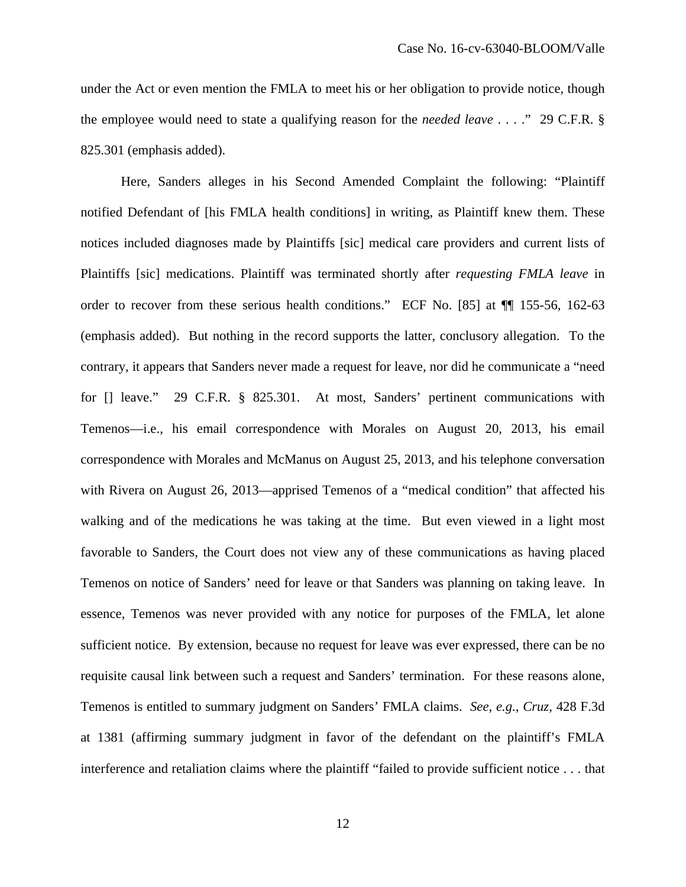under the Act or even mention the FMLA to meet his or her obligation to provide notice, though the employee would need to state a qualifying reason for the *needed leave* . . . ." 29 C.F.R. § 825.301 (emphasis added).

Here, Sanders alleges in his Second Amended Complaint the following: "Plaintiff notified Defendant of [his FMLA health conditions] in writing, as Plaintiff knew them. These notices included diagnoses made by Plaintiffs [sic] medical care providers and current lists of Plaintiffs [sic] medications. Plaintiff was terminated shortly after *requesting FMLA leave* in order to recover from these serious health conditions." ECF No. [85] at ¶¶ 155-56, 162-63 (emphasis added). But nothing in the record supports the latter, conclusory allegation. To the contrary, it appears that Sanders never made a request for leave, nor did he communicate a "need for [] leave." 29 C.F.R. § 825.301. At most, Sanders' pertinent communications with Temenos—i.e., his email correspondence with Morales on August 20, 2013, his email correspondence with Morales and McManus on August 25, 2013, and his telephone conversation with Rivera on August 26, 2013—apprised Temenos of a "medical condition" that affected his walking and of the medications he was taking at the time. But even viewed in a light most favorable to Sanders, the Court does not view any of these communications as having placed Temenos on notice of Sanders' need for leave or that Sanders was planning on taking leave. In essence, Temenos was never provided with any notice for purposes of the FMLA, let alone sufficient notice. By extension, because no request for leave was ever expressed, there can be no requisite causal link between such a request and Sanders' termination. For these reasons alone, Temenos is entitled to summary judgment on Sanders' FMLA claims. *See, e.g.*, *Cruz*, 428 F.3d at 1381 (affirming summary judgment in favor of the defendant on the plaintiff's FMLA interference and retaliation claims where the plaintiff "failed to provide sufficient notice . . . that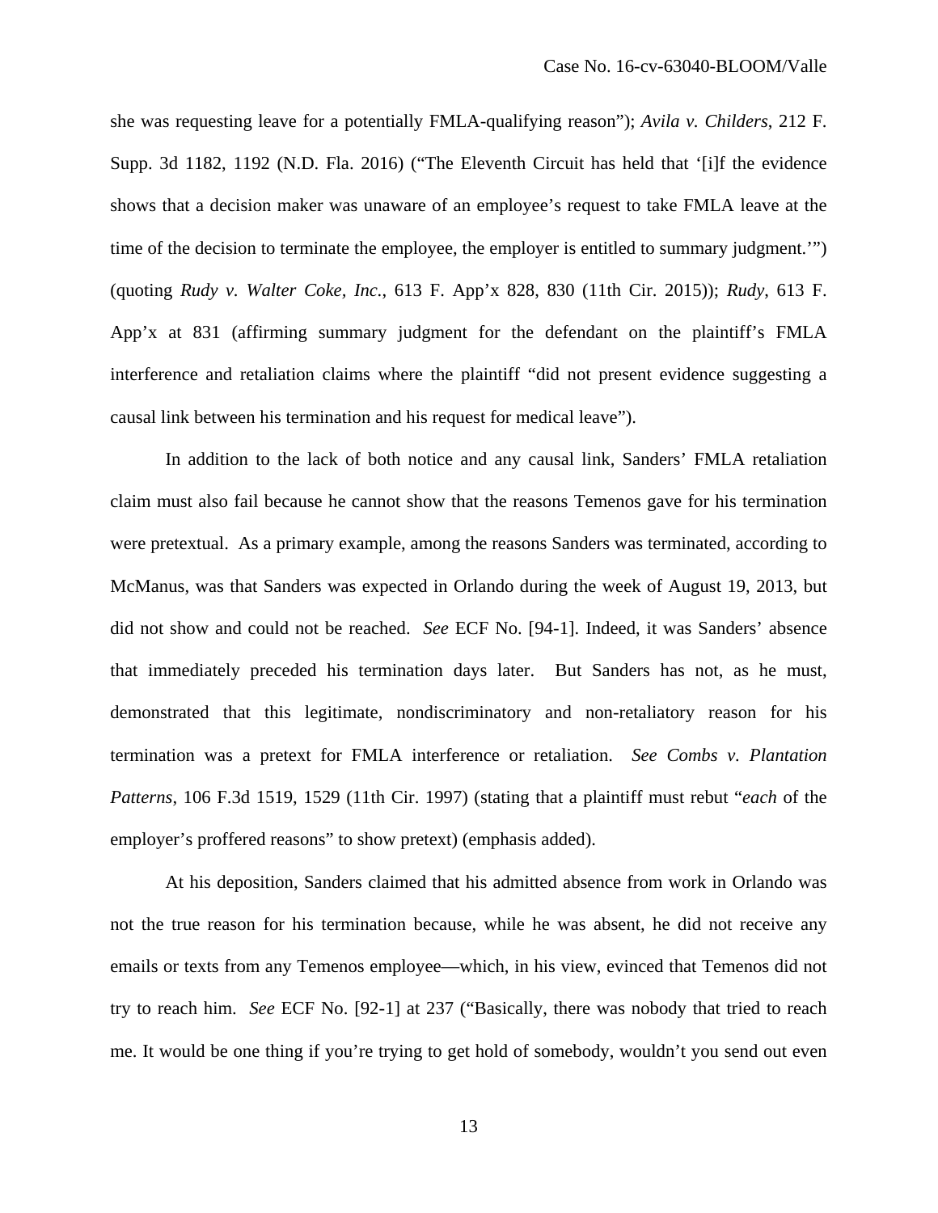she was requesting leave for a potentially FMLA-qualifying reason"); *Avila v. Childers*, 212 F. Supp. 3d 1182, 1192 (N.D. Fla. 2016) ("The Eleventh Circuit has held that '[i]f the evidence shows that a decision maker was unaware of an employee's request to take FMLA leave at the time of the decision to terminate the employee, the employer is entitled to summary judgment.'") (quoting *Rudy v. Walter Coke, Inc.*, 613 F. App'x 828, 830 (11th Cir. 2015)); *Rudy*, 613 F. App'x at 831 (affirming summary judgment for the defendant on the plaintiff's FMLA interference and retaliation claims where the plaintiff "did not present evidence suggesting a causal link between his termination and his request for medical leave").

In addition to the lack of both notice and any causal link, Sanders' FMLA retaliation claim must also fail because he cannot show that the reasons Temenos gave for his termination were pretextual. As a primary example, among the reasons Sanders was terminated, according to McManus, was that Sanders was expected in Orlando during the week of August 19, 2013, but did not show and could not be reached. *See* ECF No. [94-1]. Indeed, it was Sanders' absence that immediately preceded his termination days later. But Sanders has not, as he must, demonstrated that this legitimate, nondiscriminatory and non-retaliatory reason for his termination was a pretext for FMLA interference or retaliation. *See Combs v. Plantation Patterns*, 106 F.3d 1519, 1529 (11th Cir. 1997) (stating that a plaintiff must rebut "*each* of the employer's proffered reasons" to show pretext) (emphasis added).

At his deposition, Sanders claimed that his admitted absence from work in Orlando was not the true reason for his termination because, while he was absent, he did not receive any emails or texts from any Temenos employee—which, in his view, evinced that Temenos did not try to reach him. *See* ECF No. [92-1] at 237 ("Basically, there was nobody that tried to reach me. It would be one thing if you're trying to get hold of somebody, wouldn't you send out even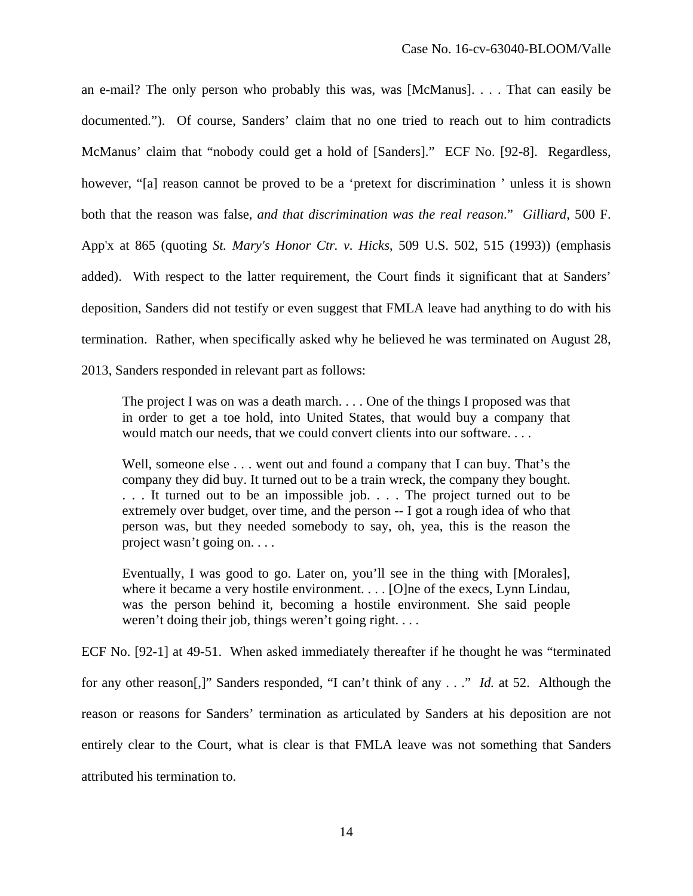an e-mail? The only person who probably this was, was [McManus]. . . . That can easily be documented."). Of course, Sanders' claim that no one tried to reach out to him contradicts McManus' claim that "nobody could get a hold of [Sanders]." ECF No. [92-8]. Regardless, however, "[a] reason cannot be proved to be a 'pretext for discrimination ' unless it is shown both that the reason was false, *and that discrimination was the real reason*." *Gilliard*, 500 F. App'x at 865 (quoting *St. Mary's Honor Ctr. v. Hicks*, 509 U.S. 502, 515 (1993)) (emphasis added). With respect to the latter requirement, the Court finds it significant that at Sanders' deposition, Sanders did not testify or even suggest that FMLA leave had anything to do with his termination. Rather, when specifically asked why he believed he was terminated on August 28, 2013, Sanders responded in relevant part as follows:

> The project I was on was a death march. . . . One of the things I proposed was that in order to get a toe hold, into United States, that would buy a company that would match our needs, that we could convert clients into our software. . . .
>
> Well, someone else . . . went out and found a company that I can buy. That's the company they did buy. It turned out to be a train wreck, the company they bought. . . . It turned out to be an impossible job. . . . The project turned out to be extremely over budget, over time, and the person -- I got a rough idea of who that person was, but they needed somebody to say, oh, yea, this is the reason the project wasn't going on. . . .
>
> Eventually, I was good to go. Later on, you'll see in the thing with [Morales], where it became a very hostile environment. . . . [O]ne of the execs, Lynn Lindau, was the person behind it, becoming a hostile environment. She said people weren't doing their job, things weren't going right. . . .

ECF No. [92-1] at 49-51. When asked immediately thereafter if he thought he was "terminated for any other reason[,]" Sanders responded, "I can't think of any . . ." *Id.* at 52. Although the reason or reasons for Sanders' termination as articulated by Sanders at his deposition are not entirely clear to the Court, what is clear is that FMLA leave was not something that Sanders attributed his termination to.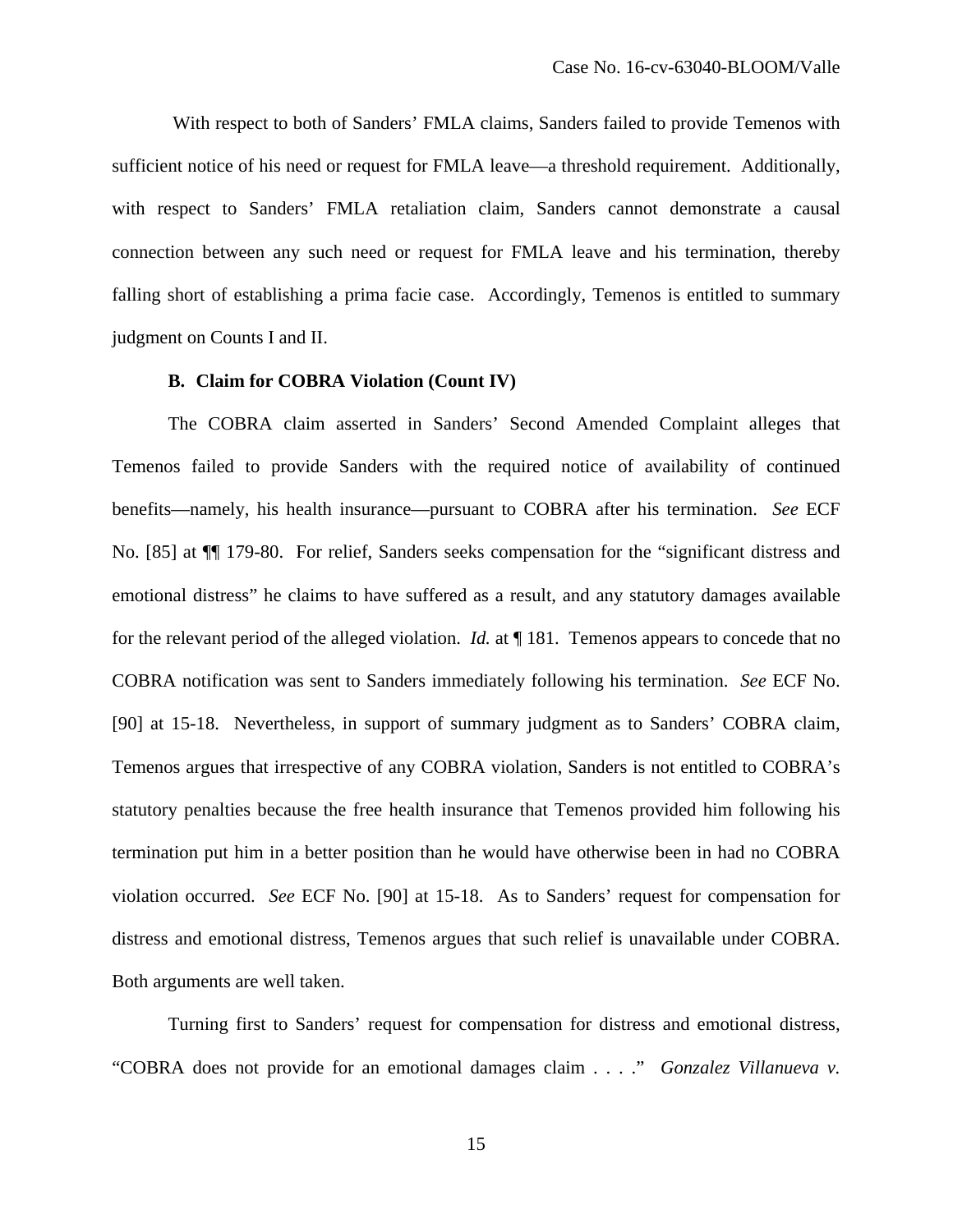With respect to both of Sanders' FMLA claims, Sanders failed to provide Temenos with sufficient notice of his need or request for FMLA leave—a threshold requirement. Additionally, with respect to Sanders' FMLA retaliation claim, Sanders cannot demonstrate a causal connection between any such need or request for FMLA leave and his termination, thereby falling short of establishing a prima facie case. Accordingly, Temenos is entitled to summary judgment on Counts I and II.

### B. Claim for COBRA Violation (Count IV)

The COBRA claim asserted in Sanders' Second Amended Complaint alleges that Temenos failed to provide Sanders with the required notice of availability of continued benefits—namely, his health insurance—pursuant to COBRA after his termination. *See* ECF No. [85] at ¶¶ 179-80. For relief, Sanders seeks compensation for the "significant distress and emotional distress" he claims to have suffered as a result, and any statutory damages available for the relevant period of the alleged violation. *Id.* at ¶ 181. Temenos appears to concede that no COBRA notification was sent to Sanders immediately following his termination. *See* ECF No. [90] at 15-18. Nevertheless, in support of summary judgment as to Sanders' COBRA claim, Temenos argues that irrespective of any COBRA violation, Sanders is not entitled to COBRA's statutory penalties because the free health insurance that Temenos provided him following his termination put him in a better position than he would have otherwise been in had no COBRA violation occurred. *See* ECF No. [90] at 15-18. As to Sanders' request for compensation for distress and emotional distress, Temenos argues that such relief is unavailable under COBRA. Both arguments are well taken.

Turning first to Sanders' request for compensation for distress and emotional distress, "COBRA does not provide for an emotional damages claim . . . ." *Gonzalez Villanueva v.*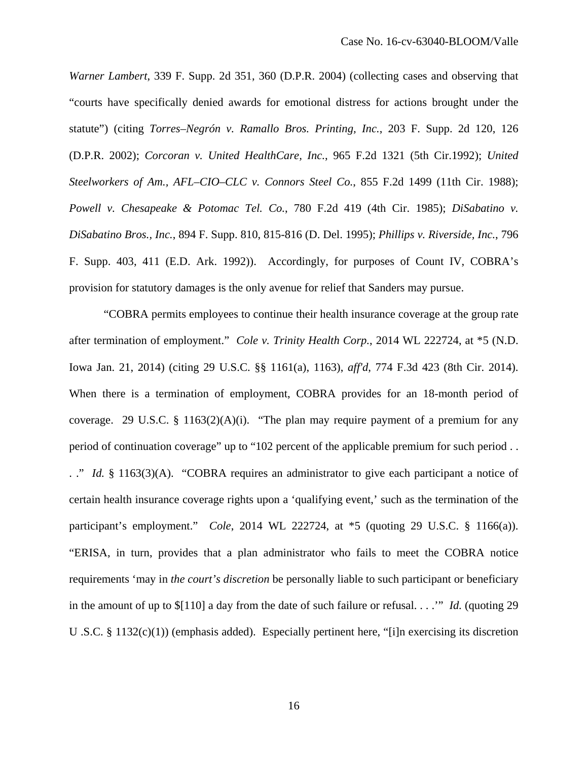*Warner Lambert*, 339 F. Supp. 2d 351, 360 (D.P.R. 2004) (collecting cases and observing that "courts have specifically denied awards for emotional distress for actions brought under the statute") (citing *Torres–Negrón v. Ramallo Bros. Printing, Inc.*, 203 F. Supp. 2d 120, 126 (D.P.R. 2002); *Corcoran v. United HealthCare, Inc.*, 965 F.2d 1321 (5th Cir.1992); *United Steelworkers of Am., AFL–CIO–CLC v. Connors Steel Co.*, 855 F.2d 1499 (11th Cir. 1988); *Powell v. Chesapeake & Potomac Tel. Co.*, 780 F.2d 419 (4th Cir. 1985); *DiSabatino v. DiSabatino Bros., Inc.*, 894 F. Supp. 810, 815-816 (D. Del. 1995); *Phillips v. Riverside, Inc.*, 796 F. Supp. 403, 411 (E.D. Ark. 1992)). Accordingly, for purposes of Count IV, COBRA's provision for statutory damages is the only avenue for relief that Sanders may pursue.

"COBRA permits employees to continue their health insurance coverage at the group rate after termination of employment." *Cole v. Trinity Health Corp.*, 2014 WL 222724, at *5 (N.D. Iowa Jan. 21, 2014) (citing 29 U.S.C. §§ 1161(a), 1163), *aff'd*, 774 F.3d 423 (8th Cir. 2014). When there is a termination of employment, COBRA provides for an 18-month period of coverage. 29 U.S.C. § 1163(2)(A)(i). "The plan may require payment of a premium for any period of continuation coverage" up to "102 percent of the applicable premium for such period . . . ." *Id.* § 1163(3)(A). "COBRA requires an administrator to give each participant a notice of certain health insurance coverage rights upon a 'qualifying event,' such as the termination of the participant's employment." *Cole*, 2014 WL 222724, at *5 (quoting 29 U.S.C. § 1166(a)). "ERISA, in turn, provides that a plan administrator who fails to meet the COBRA notice requirements 'may in *the court's discretion* be personally liable to such participant or beneficiary in the amount of up to $[110] a day from the date of such failure or refusal. . . .'" *Id.* (quoting 29 U .S.C. § 1132(c)(1)) (emphasis added). Especially pertinent here, "[i]n exercising its discretion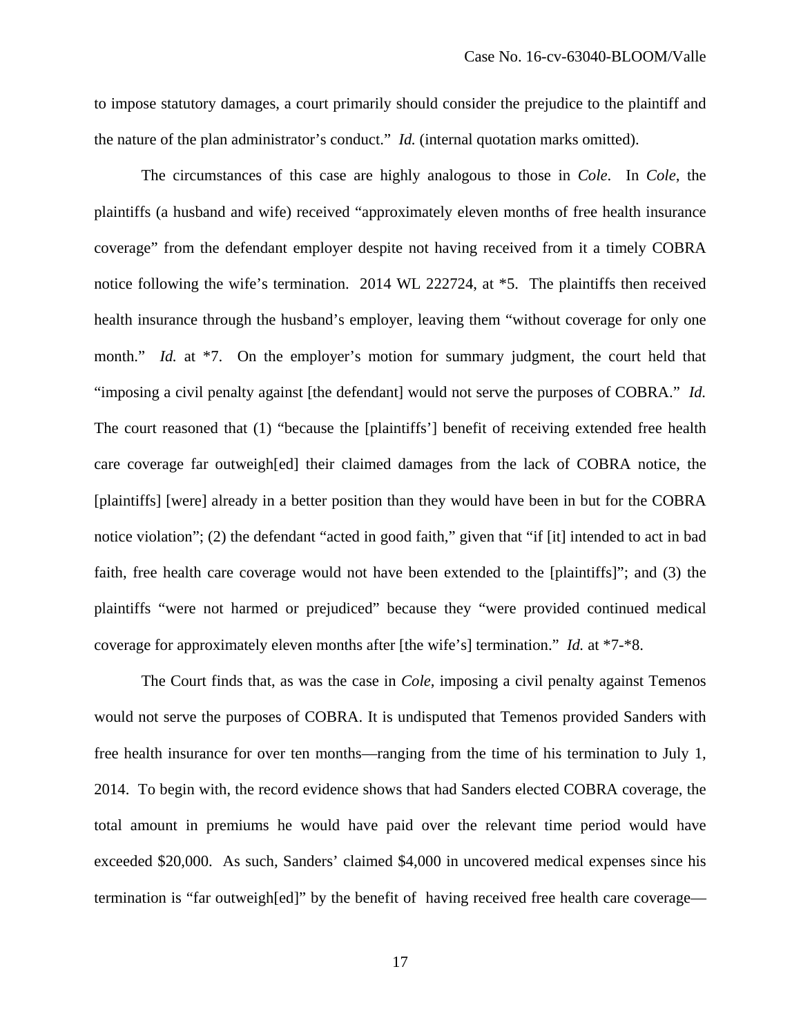to impose statutory damages, a court primarily should consider the prejudice to the plaintiff and the nature of the plan administrator's conduct." *Id.* (internal quotation marks omitted).

The circumstances of this case are highly analogous to those in *Cole*. In *Cole*, the plaintiffs (a husband and wife) received "approximately eleven months of free health insurance coverage" from the defendant employer despite not having received from it a timely COBRA notice following the wife's termination. 2014 WL 222724, at *5. The plaintiffs then received health insurance through the husband's employer, leaving them "without coverage for only one month." *Id.* at *7. On the employer's motion for summary judgment, the court held that "imposing a civil penalty against [the defendant] would not serve the purposes of COBRA." *Id.* The court reasoned that (1) "because the [plaintiffs'] benefit of receiving extended free health care coverage far outweigh[ed] their claimed damages from the lack of COBRA notice, the [plaintiffs] [were] already in a better position than they would have been in but for the COBRA notice violation"; (2) the defendant "acted in good faith," given that "if [it] intended to act in bad faith, free health care coverage would not have been extended to the [plaintiffs]"; and (3) the plaintiffs "were not harmed or prejudiced" because they "were provided continued medical coverage for approximately eleven months after [the wife's] termination." *Id.* at *7-*8.

The Court finds that, as was the case in *Cole*, imposing a civil penalty against Temenos would not serve the purposes of COBRA. It is undisputed that Temenos provided Sanders with free health insurance for over ten months—ranging from the time of his termination to July 1, 2014. To begin with, the record evidence shows that had Sanders elected COBRA coverage, the total amount in premiums he would have paid over the relevant time period would have exceeded $20,000. As such, Sanders' claimed $4,000 in uncovered medical expenses since his termination is "far outweigh[ed]" by the benefit of having received free health care coverage—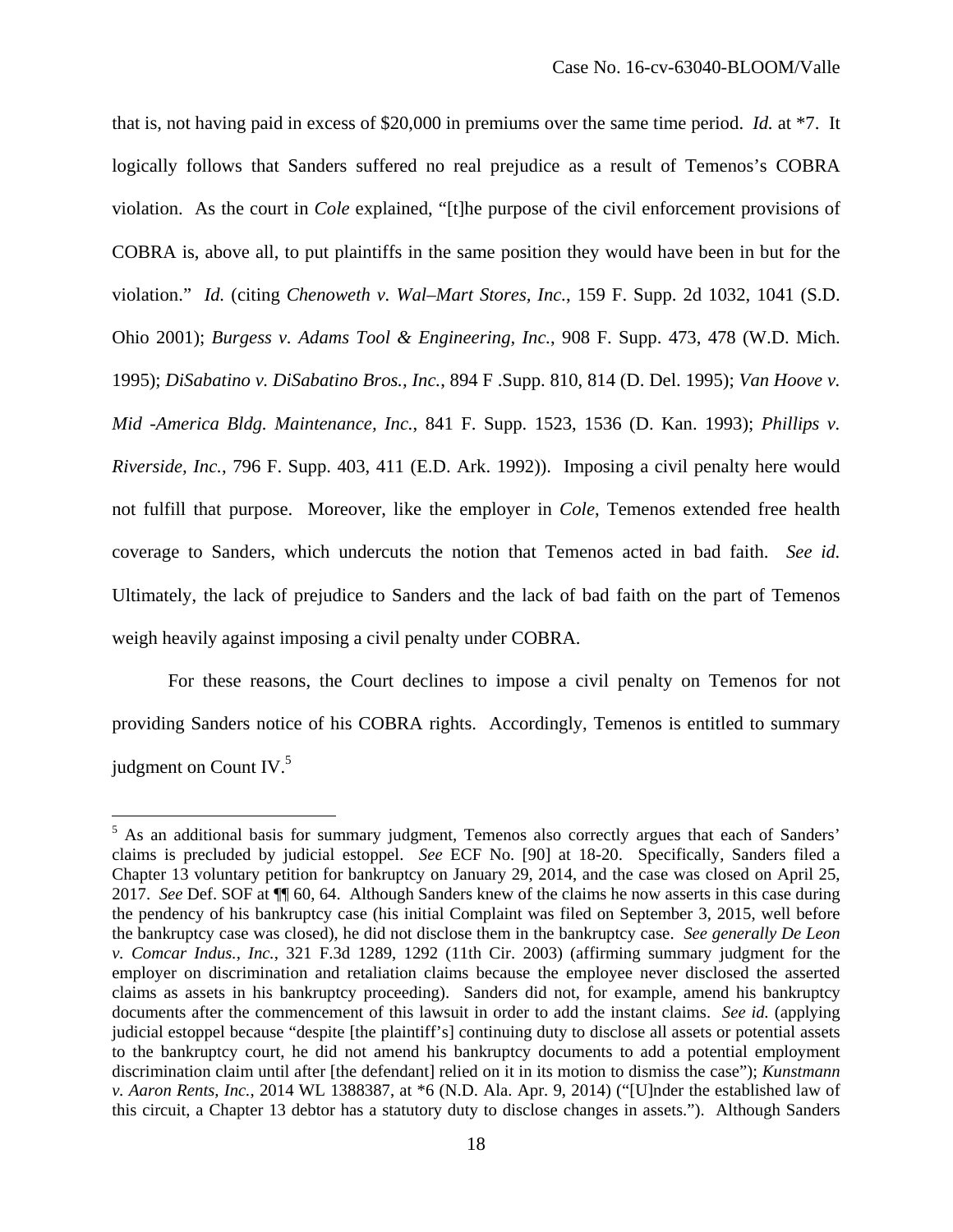that is, not having paid in excess of $20,000 in premiums over the same time period. *Id.* at *7. It logically follows that Sanders suffered no real prejudice as a result of Temenos's COBRA violation. As the court in *Cole* explained, "[t]he purpose of the civil enforcement provisions of COBRA is, above all, to put plaintiffs in the same position they would have been in but for the violation." *Id.* (citing *Chenoweth v. Wal–Mart Stores, Inc.*, 159 F. Supp. 2d 1032, 1041 (S.D. Ohio 2001); *Burgess v. Adams Tool & Engineering, Inc.*, 908 F. Supp. 473, 478 (W.D. Mich. 1995); *DiSabatino v. DiSabatino Bros., Inc.*, 894 F .Supp. 810, 814 (D. Del. 1995); *Van Hoove v. Mid -America Bldg. Maintenance, Inc.*, 841 F. Supp. 1523, 1536 (D. Kan. 1993); *Phillips v. Riverside, Inc.*, 796 F. Supp. 403, 411 (E.D. Ark. 1992)). Imposing a civil penalty here would not fulfill that purpose. Moreover, like the employer in *Cole*, Temenos extended free health coverage to Sanders, which undercuts the notion that Temenos acted in bad faith. *See id.* Ultimately, the lack of prejudice to Sanders and the lack of bad faith on the part of Temenos weigh heavily against imposing a civil penalty under COBRA.

For these reasons, the Court declines to impose a civil penalty on Temenos for not providing Sanders notice of his COBRA rights. Accordingly, Temenos is entitled to summary judgment on Count IV.[5]

---

[5] As an additional basis for summary judgment, Temenos also correctly argues that each of Sanders' claims is precluded by judicial estoppel. *See* ECF No. [90] at 18-20. Specifically, Sanders filed a Chapter 13 voluntary petition for bankruptcy on January 29, 2014, and the case was closed on April 25, 2017. *See* Def. SOF at ¶¶ 60, 64. Although Sanders knew of the claims he now asserts in this case during the pendency of his bankruptcy case (his initial Complaint was filed on September 3, 2015, well before the bankruptcy case was closed), he did not disclose them in the bankruptcy case. *See generally De Leon v. Comcar Indus., Inc.*, 321 F.3d 1289, 1292 (11th Cir. 2003) (affirming summary judgment for the employer on discrimination and retaliation claims because the employee never disclosed the asserted claims as assets in his bankruptcy proceeding). Sanders did not, for example, amend his bankruptcy documents after the commencement of this lawsuit in order to add the instant claims. *See id.* (applying judicial estoppel because "despite [the plaintiff's] continuing duty to disclose all assets or potential assets to the bankruptcy court, he did not amend his bankruptcy documents to add a potential employment discrimination claim until after [the defendant] relied on it in its motion to dismiss the case"); *Kunstmann v. Aaron Rents, Inc.*, 2014 WL 1388387, at *6 (N.D. Ala. Apr. 9, 2014) ("[U]nder the established law of this circuit, a Chapter 13 debtor has a statutory duty to disclose changes in assets."). Although Sanders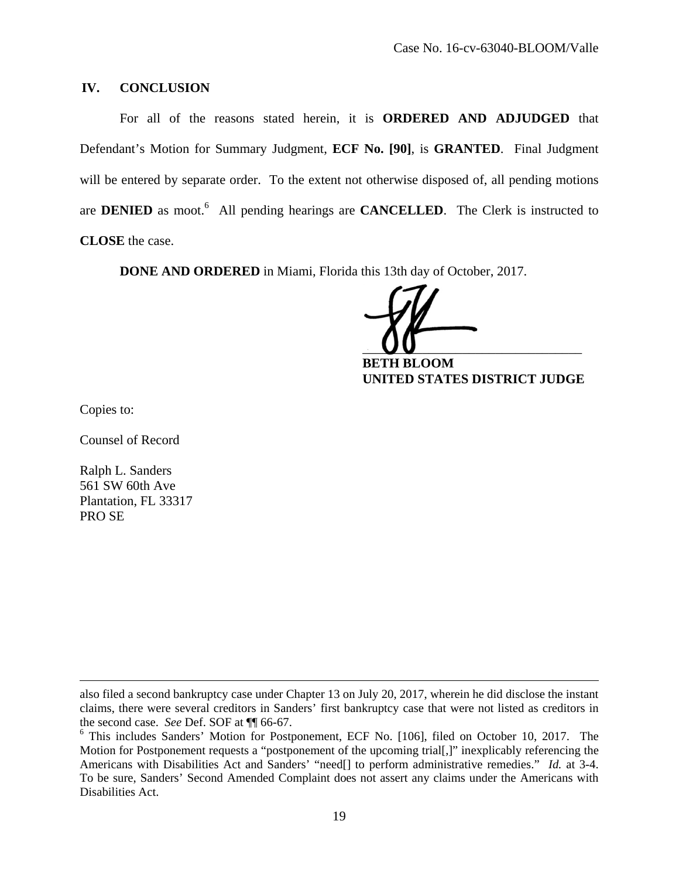## IV. CONCLUSION

For all of the reasons stated herein, it is **ORDERED AND ADJUDGED** that Defendant's Motion for Summary Judgment, **ECF No. [90]**, is **GRANTED**. Final Judgment will be entered by separate order. To the extent not otherwise disposed of, all pending motions are **DENIED** as moot.[6] All pending hearings are **CANCELLED**. The Clerk is instructed to **CLOSE** the case.

**DONE AND ORDERED** in Miami, Florida this 13th day of October, 2017.

**BETH BLOOM**
**UNITED STATES DISTRICT JUDGE**

Copies to:

Counsel of Record

Ralph L. Sanders
561 SW 60th Ave
Plantation, FL 33317
PRO SE

---

also filed a second bankruptcy case under Chapter 13 on July 20, 2017, wherein he did disclose the instant claims, there were several creditors in Sanders' first bankruptcy case that were not listed as creditors in the second case. *See* Def. SOF at ¶¶ 66-67.

[6] This includes Sanders' Motion for Postponement, ECF No. [106], filed on October 10, 2017. The Motion for Postponement requests a "postponement of the upcoming trial[,]" inexplicably referencing the Americans with Disabilities Act and Sanders' "need[] to perform administrative remedies." *Id.* at 3-4. To be sure, Sanders' Second Amended Complaint does not assert any claims under the Americans with Disabilities Act.